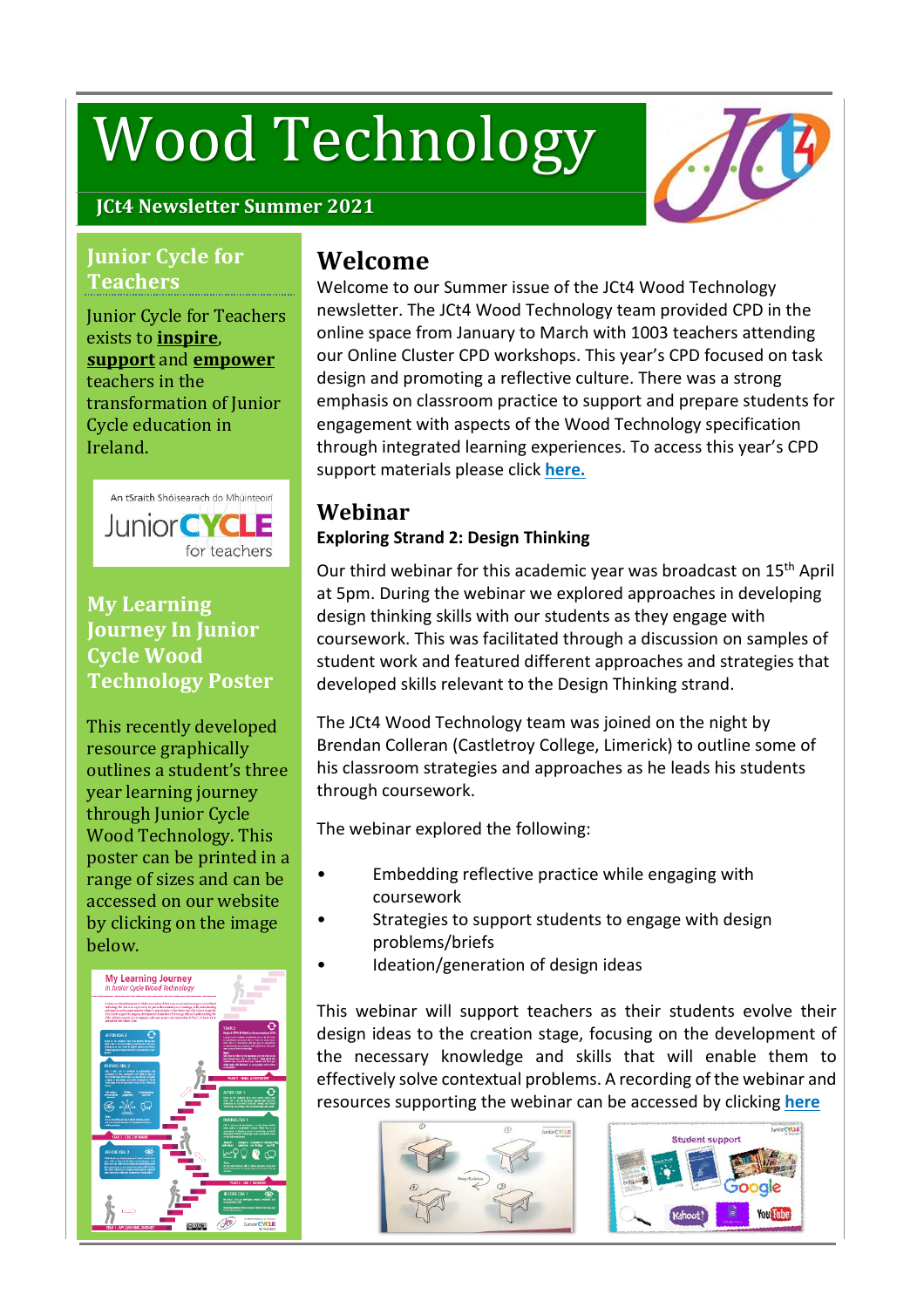# Wood Technology

**JCt4 Newsletter Summer 2021**

## Junior Cycle for Teachers

Junior Cycle for Teachers exists to **inspire**, **support** and **empower** teachers in the transformation of Junior Cycle education in Ireland.

## My Learning Journey In Junior Cycle Wood Technology Poster

This recently developed resource graphically outlines a student's three year learning journey through Junior Cycle Wood Technology. This poster can be printed in a range of sizes and can be accessed on our website by clicking on the image below.

## Welcome

Welcome to our Summer issue of the JCt4 Wood Technology newsletter. The JCt4 Wood Technology team provided CPD in the online space from January to March with 1003 teachers attending our Online Cluster CPD workshops. This year's CPD focused on task design and promoting a reflective culture. There was a strong emphasis on classroom practice to support and prepare students for engagement with aspects of the Wood Technology specification through integrated learning experiences. To access this year's CPD support materials please click **here.**

## Webinar

**Exploring Strand 2: Design Thinking**

Our third webinar for this academic year was broadcast on 15th April at 5pm. During the webinar we explored approaches in developing design thinking skills with our students as they engage with coursework. This was facilitated through a discussion on samples of student work and featured different approaches and strategies that developed skills relevant to the Design Thinking strand.

The JCt4 Wood Technology team was joined on the night by Brendan Colleran (Castletroy College, Limerick) to outline some of his classroom strategies and approaches as he leads his students through coursework.

The webinar explored the following:

- Embedding reflective practice while engaging with coursework
- Strategies to support students to engage with design problems/briefs
- Ideation/generation of design ideas

This webinar will support teachers as their students evolve their design ideas to the creation stage, focusing on the development of the necessary knowledge and skills that will enable them to effectively solve contextual problems. A recording of the webinar and resources supporting the webinar can be accessed by clicking **here**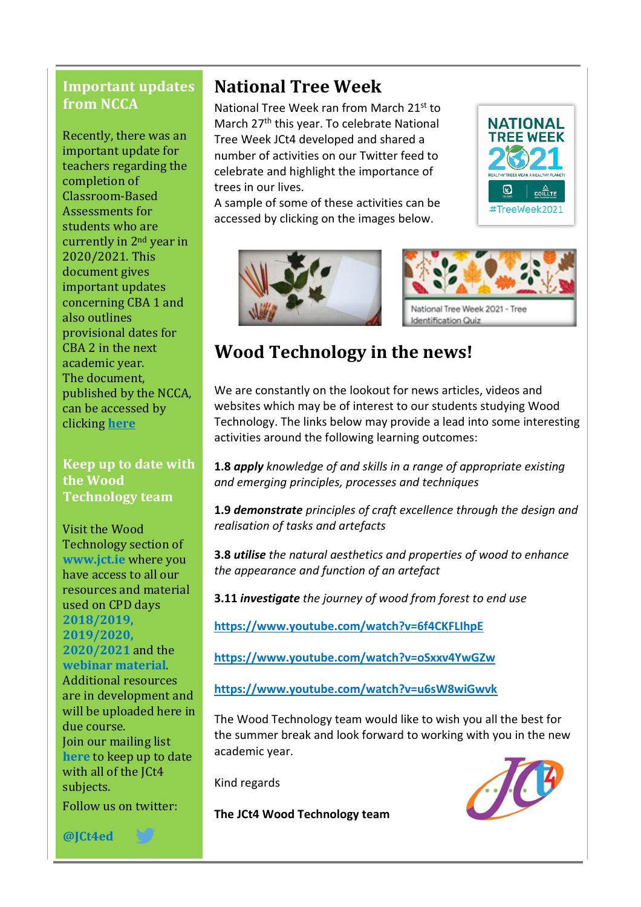## Important updates from NCCA

Recently, there was an important update for teachers regarding the completion of Classroom-Based Assessments for students who are currently in 2nd year in 2020/2021. This document gives important updates concerning CBA 1 and also outlines provisional dates for CBA 2 in the next academic year.

The document, published by the NCCA, can be accessed by clicking **here**

## Keep up to date with the Wood Technology team

Visit the Wood Technology section of **www.jct.ie** where you have access to all our resources and material used on CPD days **2018/2019**, **2019/2020**, **2020/2021** and the **webinar material**.

Additional resources are in development and will be uploaded here in due course.

Join our mailing list **here** to keep up to date with all of the JCt4 subjects.

Follow us on twitter:

**@JCt4ed**

# National Tree Week

National Tree Week ran from March 21st to March 27th this year. To celebrate National Tree Week JCt4 developed and shared a number of activities on our Twitter feed to celebrate and highlight the importance of trees in our lives.

A sample of some of these activities can be accessed by clicking on the images below.

National Tree Week 2021 - Tree Identification Quiz

# Wood Technology in the news!

We are constantly on the lookout for news articles, videos and websites which may be of interest to our students studying Wood Technology. The links below may provide a lead into some interesting activities around the following learning outcomes:

**1.8** ***apply*** *knowledge of and skills in a range of appropriate existing and emerging principles, processes and techniques*

**1.9** ***demonstrate*** *principles of craft excellence through the design and realisation of tasks and artefacts*

**3.8** ***utilise*** *the natural aesthetics and properties of wood to enhance the appearance and function of an artefact*

**3.11** ***investigate*** *the journey of wood from forest to end use*

https://www.youtube.com/watch?v=6f4CKFLIhpE

https://www.youtube.com/watch?v=oSxxv4YwGZw

https://www.youtube.com/watch?v=u6sW8wiGwvk

The Wood Technology team would like to wish you all the best for the summer break and look forward to working with you in the new academic year.

Kind regards

**The JCt4 Wood Technology team**